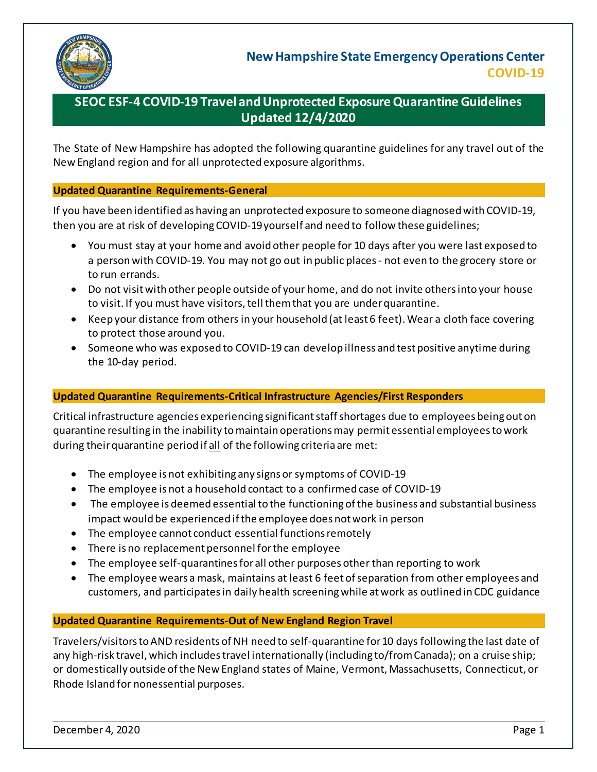# New Hampshire State Emergency Operations Center

## COVID-19

## SEOC ESF-4 COVID-19 Travel and Unprotected Exposure Quarantine Guidelines Updated 12/4/2020

The State of New Hampshire has adopted the following quarantine guidelines for any travel out of the New England region and for all unprotected exposure algorithms.

### Updated Quarantine Requirements-General

If you have been identified as having an unprotected exposure to someone diagnosed with COVID-19, then you are at risk of developing COVID-19 yourself and need to follow these guidelines;

- You must stay at your home and avoid other people for 10 days after you were last exposed to a person with COVID-19. You may not go out in public places - not even to the grocery store or to run errands.
- Do not visit with other people outside of your home, and do not invite others into your house to visit. If you must have visitors, tell them that you are under quarantine.
- Keep your distance from others in your household (at least 6 feet). Wear a cloth face covering to protect those around you.
- Someone who was exposed to COVID-19 can develop illness and test positive anytime during the 10-day period.

### Updated Quarantine Requirements-Critical Infrastructure Agencies/First Responders

Critical infrastructure agencies experiencing significant staff shortages due to employees being out on quarantine resulting in the inability to maintain operations may permit essential employees to work during their quarantine period if all of the following criteria are met:

- The employee is not exhibiting any signs or symptoms of COVID-19
- The employee is not a household contact to a confirmed case of COVID-19
- The employee is deemed essential to the functioning of the business and substantial business impact would be experienced if the employee does not work in person
- The employee cannot conduct essential functions remotely
- There is no replacement personnel for the employee
- The employee self-quarantines for all other purposes other than reporting to work
- The employee wears a mask, maintains at least 6 feet of separation from other employees and customers, and participates in daily health screening while at work as outlined in CDC guidance

### Updated Quarantine Requirements-Out of New England Region Travel

Travelers/visitors to AND residents of NH need to self-quarantine for 10 days following the last date of any high-risk travel, which includes travel internationally (including to/from Canada); on a cruise ship; or domestically outside of the New England states of Maine, Vermont, Massachusetts, Connecticut, or Rhode Island for nonessential purposes.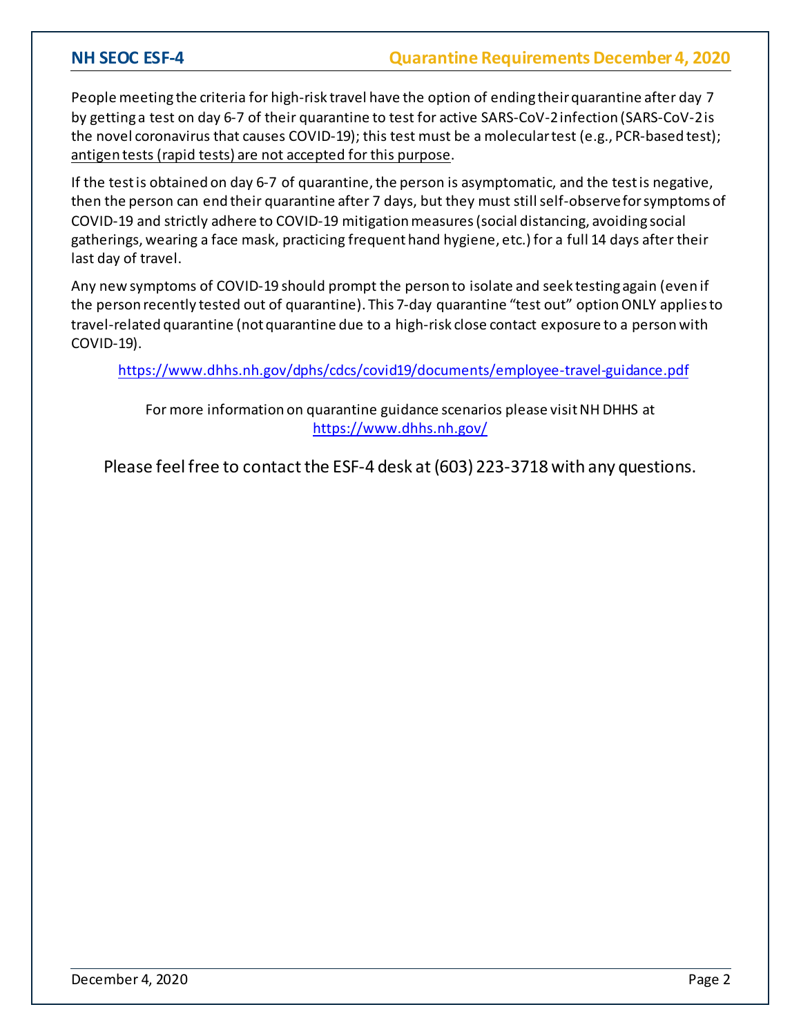People meeting the criteria for high-risk travel have the option of ending their quarantine after day 7 by getting a test on day 6-7 of their quarantine to test for active SARS-CoV-2 infection (SARS-CoV-2 is the novel coronavirus that causes COVID-19); this test must be a molecular test (e.g., PCR-based test); antigen tests (rapid tests) are not accepted for this purpose.

If the test is obtained on day 6-7 of quarantine, the person is asymptomatic, and the test is negative, then the person can end their quarantine after 7 days, but they must still self-observe for symptoms of COVID-19 and strictly adhere to COVID-19 mitigation measures (social distancing, avoiding social gatherings, wearing a face mask, practicing frequent hand hygiene, etc.) for a full 14 days after their last day of travel.

Any new symptoms of COVID-19 should prompt the person to isolate and seek testing again (even if the person recently tested out of quarantine). This 7-day quarantine "test out" option ONLY applies to travel-related quarantine (not quarantine due to a high-risk close contact exposure to a person with COVID-19).

https://www.dhhs.nh.gov/dphs/cdcs/covid19/documents/employee-travel-guidance.pdf

For more information on quarantine guidance scenarios please visit NH DHHS at https://www.dhhs.nh.gov/

Please feel free to contact the ESF-4 desk at (603) 223-3718 with any questions.